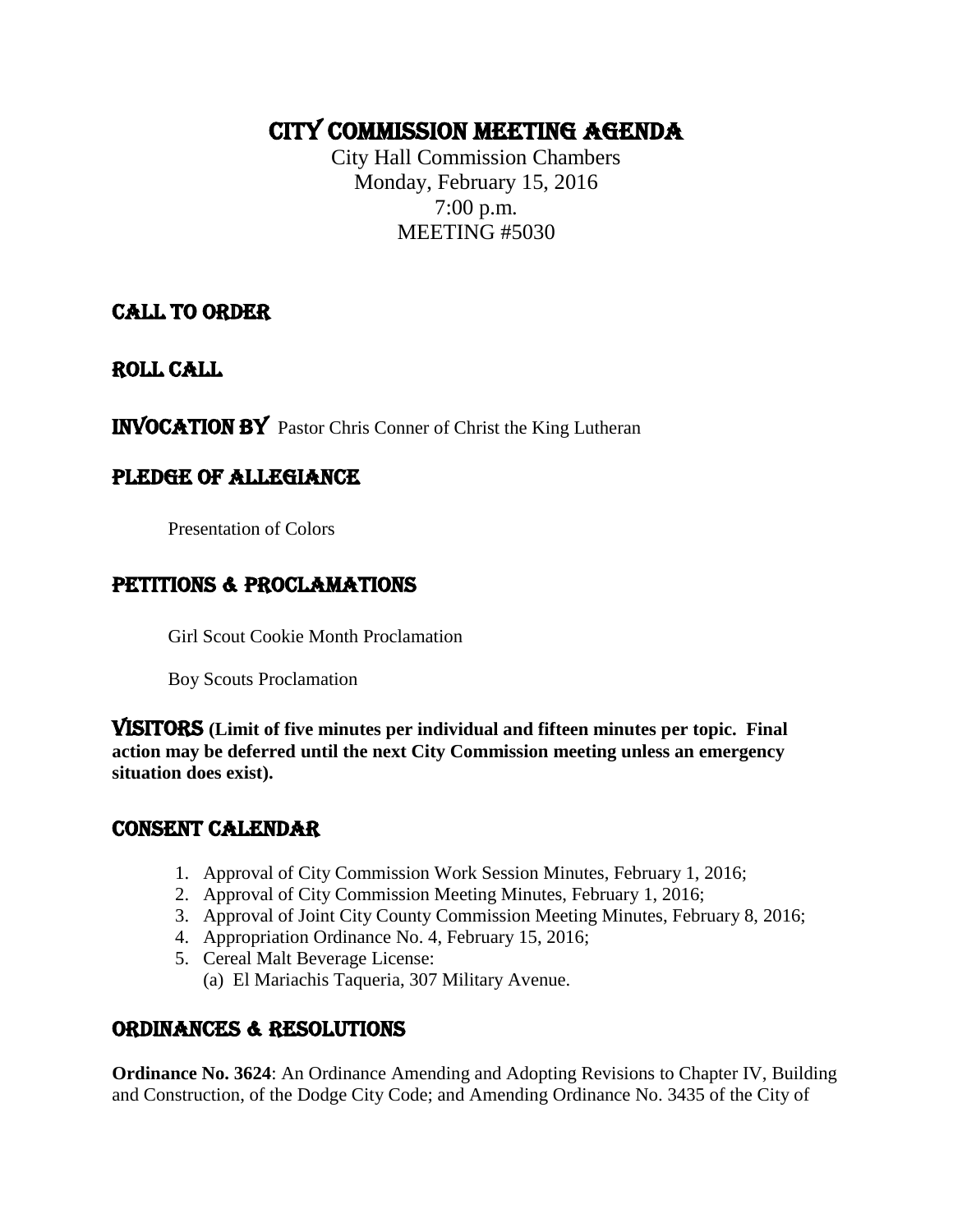# CITY COMMISSION MEETING AGENDA

City Hall Commission Chambers
Monday, February 15, 2016
7:00 p.m.
MEETING #5030

## CALL TO ORDER

## ROLL CALL

## INVOCATION BY Pastor Chris Conner of Christ the King Lutheran

## PLEDGE OF ALLEGIANCE

Presentation of Colors

## PETITIONS & PROCLAMATIONS

Girl Scout Cookie Month Proclamation

Boy Scouts Proclamation

## VISITORS **(Limit of five minutes per individual and fifteen minutes per topic. Final action may be deferred until the next City Commission meeting unless an emergency situation does exist).**

## CONSENT CALENDAR

1. Approval of City Commission Work Session Minutes, February 1, 2016;
2. Approval of City Commission Meeting Minutes, February 1, 2016;
3. Approval of Joint City County Commission Meeting Minutes, February 8, 2016;
4. Appropriation Ordinance No. 4, February 15, 2016;
5. Cereal Malt Beverage License:
   (a) El Mariachis Taqueria, 307 Military Avenue.

## ORDINANCES & RESOLUTIONS

**Ordinance No. 3624**: An Ordinance Amending and Adopting Revisions to Chapter IV, Building and Construction, of the Dodge City Code; and Amending Ordinance No. 3435 of the City of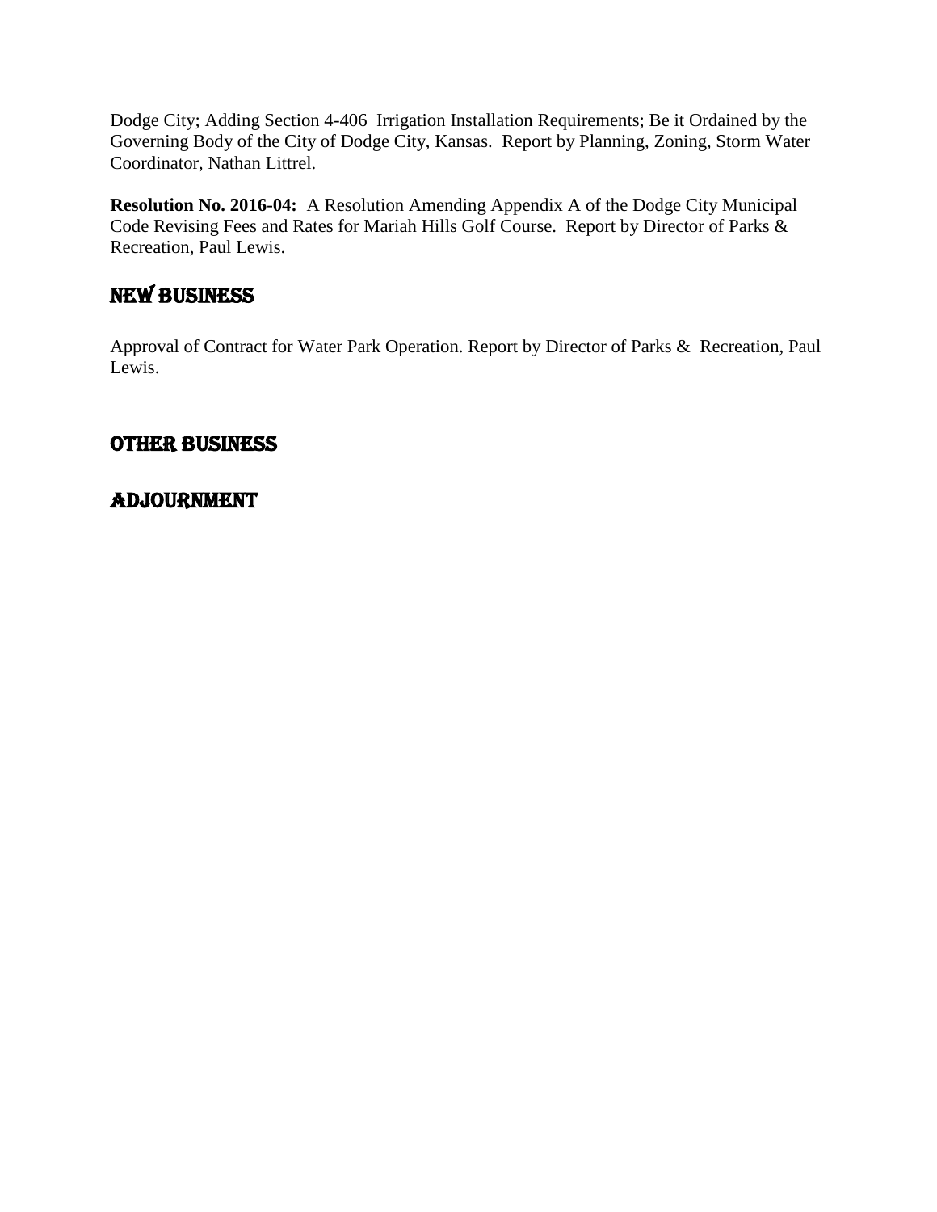Dodge City; Adding Section 4-406 Irrigation Installation Requirements; Be it Ordained by the Governing Body of the City of Dodge City, Kansas. Report by Planning, Zoning, Storm Water Coordinator, Nathan Littrel.

**Resolution No. 2016-04:** A Resolution Amending Appendix A of the Dodge City Municipal Code Revising Fees and Rates for Mariah Hills Golf Course. Report by Director of Parks & Recreation, Paul Lewis.

## NEW BUSINESS

Approval of Contract for Water Park Operation. Report by Director of Parks & Recreation, Paul Lewis.

## OTHER BUSINESS

## ADJOURNMENT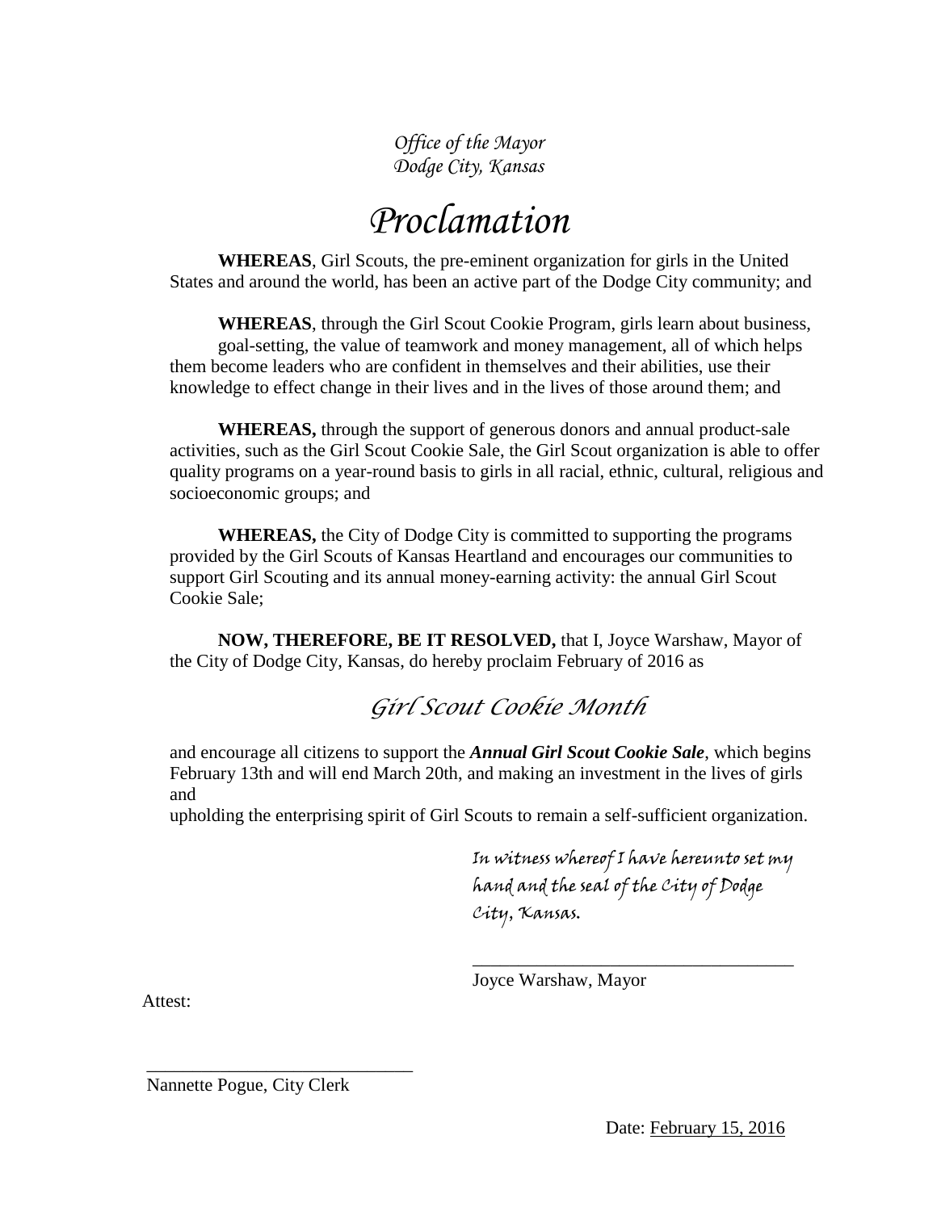*Office of the Mayor*
*Dodge City, Kansas*

# *Proclamation*

**WHEREAS**, Girl Scouts, the pre-eminent organization for girls in the United States and around the world, has been an active part of the Dodge City community; and

**WHEREAS**, through the Girl Scout Cookie Program, girls learn about business, goal-setting, the value of teamwork and money management, all of which helps them become leaders who are confident in themselves and their abilities, use their knowledge to effect change in their lives and in the lives of those around them; and

**WHEREAS,** through the support of generous donors and annual product-sale activities, such as the Girl Scout Cookie Sale, the Girl Scout organization is able to offer quality programs on a year-round basis to girls in all racial, ethnic, cultural, religious and socioeconomic groups; and

**WHEREAS,** the City of Dodge City is committed to supporting the programs provided by the Girl Scouts of Kansas Heartland and encourages our communities to support Girl Scouting and its annual money-earning activity: the annual Girl Scout Cookie Sale;

**NOW, THEREFORE, BE IT RESOLVED,** that I, Joyce Warshaw, Mayor of the City of Dodge City, Kansas, do hereby proclaim February of 2016 as

## *Girl Scout Cookie Month*

and encourage all citizens to support the ***Annual Girl Scout Cookie Sale***, which begins February 13th and will end March 20th, and making an investment in the lives of girls and
upholding the enterprising spirit of Girl Scouts to remain a self-sufficient organization.

*In witness whereof I have hereunto set my hand and the seal of the City of Dodge City, Kansas.*

\_\_\_\_\_\_\_\_\_\_\_\_\_\_\_\_\_\_\_\_\_\_\_\_\_\_\_\_\_\_\_\_\_\_\_
Joyce Warshaw, Mayor

Attest:

\_\_\_\_\_\_\_\_\_\_\_\_\_\_\_\_\_\_\_\_\_\_\_\_\_\_\_\_\_\_
Nannette Pogue, City Clerk

Date: February 15, 2016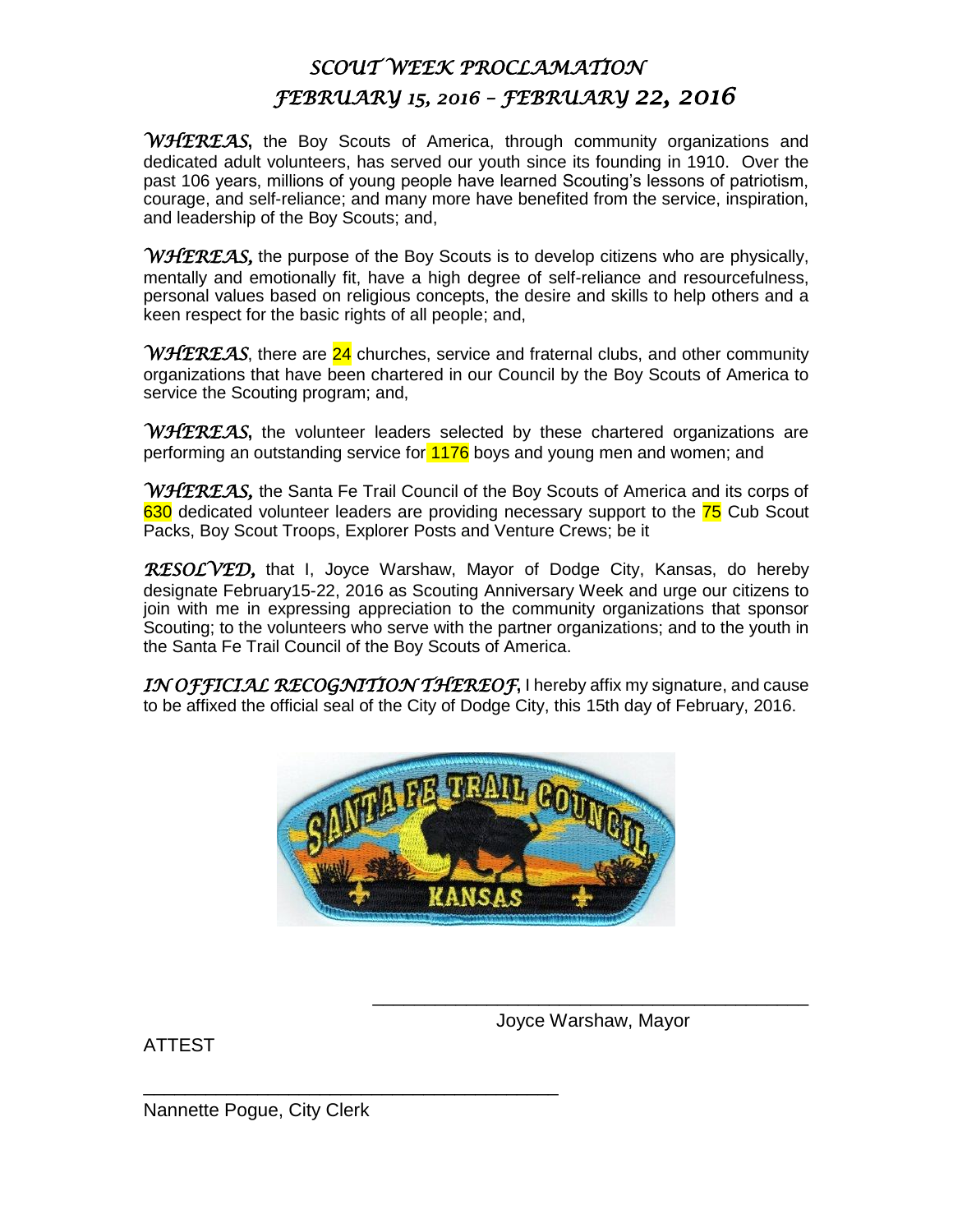# *SCOUT WEEK PROCLAMATION*
# *FEBRUARY 15, 2016 – FEBRUARY 22, 2016*

***WHEREAS*,** the Boy Scouts of America, through community organizations and dedicated adult volunteers, has served our youth since its founding in 1910. Over the past 106 years, millions of young people have learned Scouting's lessons of patriotism, courage, and self-reliance; and many more have benefited from the service, inspiration, and leadership of the Boy Scouts; and,

***WHEREAS*,** the purpose of the Boy Scouts is to develop citizens who are physically, mentally and emotionally fit, have a high degree of self-reliance and resourcefulness, personal values based on religious concepts, the desire and skills to help others and a keen respect for the basic rights of all people; and,

***WHEREAS***, there are 24 churches, service and fraternal clubs, and other community organizations that have been chartered in our Council by the Boy Scouts of America to service the Scouting program; and,

***WHEREAS*,** the volunteer leaders selected by these chartered organizations are performing an outstanding service for 1176 boys and young men and women; and

***WHEREAS*,** the Santa Fe Trail Council of the Boy Scouts of America and its corps of 630 dedicated volunteer leaders are providing necessary support to the 75 Cub Scout Packs, Boy Scout Troops, Explorer Posts and Venture Crews; be it

***RESOLVED*,** that I, Joyce Warshaw, Mayor of Dodge City, Kansas, do hereby designate February15-22, 2016 as Scouting Anniversary Week and urge our citizens to join with me in expressing appreciation to the community organizations that sponsor Scouting; to the volunteers who serve with the partner organizations; and to the youth in the Santa Fe Trail Council of the Boy Scouts of America.

***IN OFFICIAL RECOGNITION THEREOF*,** I hereby affix my signature, and cause to be affixed the official seal of the City of Dodge City, this 15th day of February, 2016.

SANTA FE TRAIL COUNCIL KANSAS

\_\_\_\_\_\_\_\_\_\_\_\_\_\_\_\_\_\_\_\_\_\_\_\_\_\_\_\_\_\_\_\_\_\_\_\_\_\_\_\_

Joyce Warshaw, Mayor

ATTEST

\_\_\_\_\_\_\_\_\_\_\_\_\_\_\_\_\_\_\_\_\_\_\_\_\_\_\_\_\_\_\_\_\_\_\_\_\_\_\_\_

Nannette Pogue, City Clerk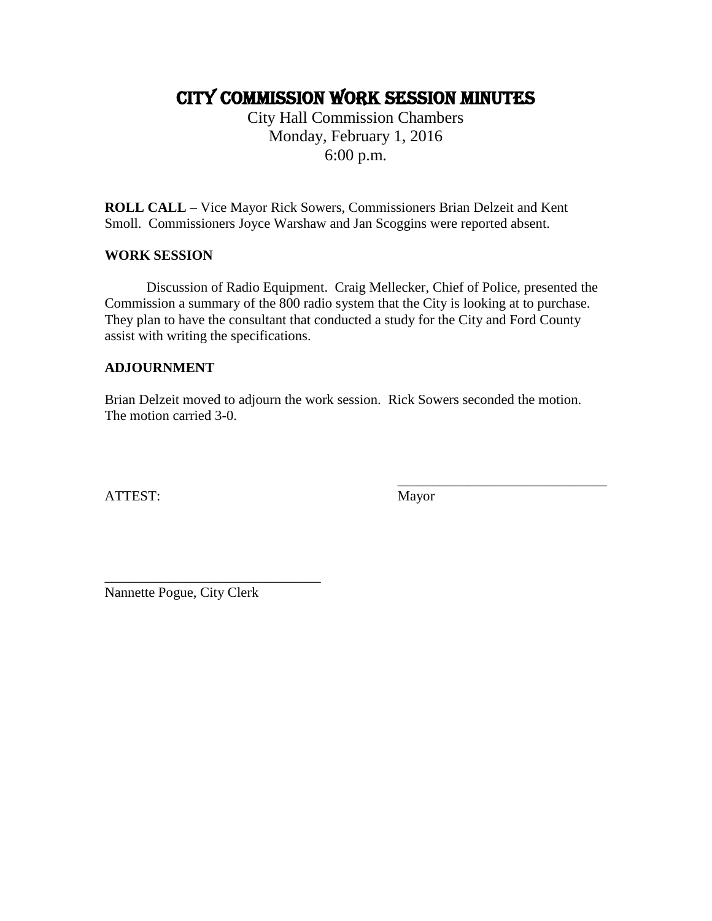# CITY COMMISSION WORK SESSION MINUTES

City Hall Commission Chambers
Monday, February 1, 2016
6:00 p.m.

**ROLL CALL** – Vice Mayor Rick Sowers, Commissioners Brian Delzeit and Kent Smoll. Commissioners Joyce Warshaw and Jan Scoggins were reported absent.

**WORK SESSION**

Discussion of Radio Equipment. Craig Mellecker, Chief of Police, presented the Commission a summary of the 800 radio system that the City is looking at to purchase. They plan to have the consultant that conducted a study for the City and Ford County assist with writing the specifications.

**ADJOURNMENT**

Brian Delzeit moved to adjourn the work session. Rick Sowers seconded the motion. The motion carried 3-0.

ATTEST:

______________________________
Mayor

______________________________
Nannette Pogue, City Clerk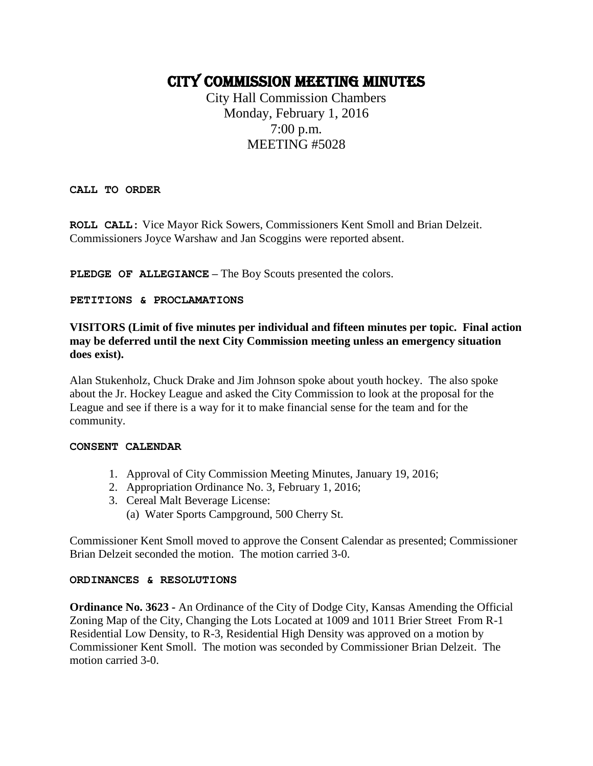# CITY COMMISSION MEETING MINUTES

City Hall Commission Chambers
Monday, February 1, 2016
7:00 p.m.
MEETING #5028

**CALL TO ORDER**

**ROLL CALL:** Vice Mayor Rick Sowers, Commissioners Kent Smoll and Brian Delzeit. Commissioners Joyce Warshaw and Jan Scoggins were reported absent.

**PLEDGE OF ALLEGIANCE** – The Boy Scouts presented the colors.

**PETITIONS & PROCLAMATIONS**

**VISITORS (Limit of five minutes per individual and fifteen minutes per topic. Final action may be deferred until the next City Commission meeting unless an emergency situation does exist).**

Alan Stukenholz, Chuck Drake and Jim Johnson spoke about youth hockey. The also spoke about the Jr. Hockey League and asked the City Commission to look at the proposal for the League and see if there is a way for it to make financial sense for the team and for the community.

**CONSENT CALENDAR**

1. Approval of City Commission Meeting Minutes, January 19, 2016;
2. Appropriation Ordinance No. 3, February 1, 2016;
3. Cereal Malt Beverage License:
   (a) Water Sports Campground, 500 Cherry St.

Commissioner Kent Smoll moved to approve the Consent Calendar as presented; Commissioner Brian Delzeit seconded the motion. The motion carried 3-0.

**ORDINANCES & RESOLUTIONS**

**Ordinance No. 3623** - An Ordinance of the City of Dodge City, Kansas Amending the Official Zoning Map of the City, Changing the Lots Located at 1009 and 1011 Brier Street From R-1 Residential Low Density, to R-3, Residential High Density was approved on a motion by Commissioner Kent Smoll. The motion was seconded by Commissioner Brian Delzeit. The motion carried 3-0.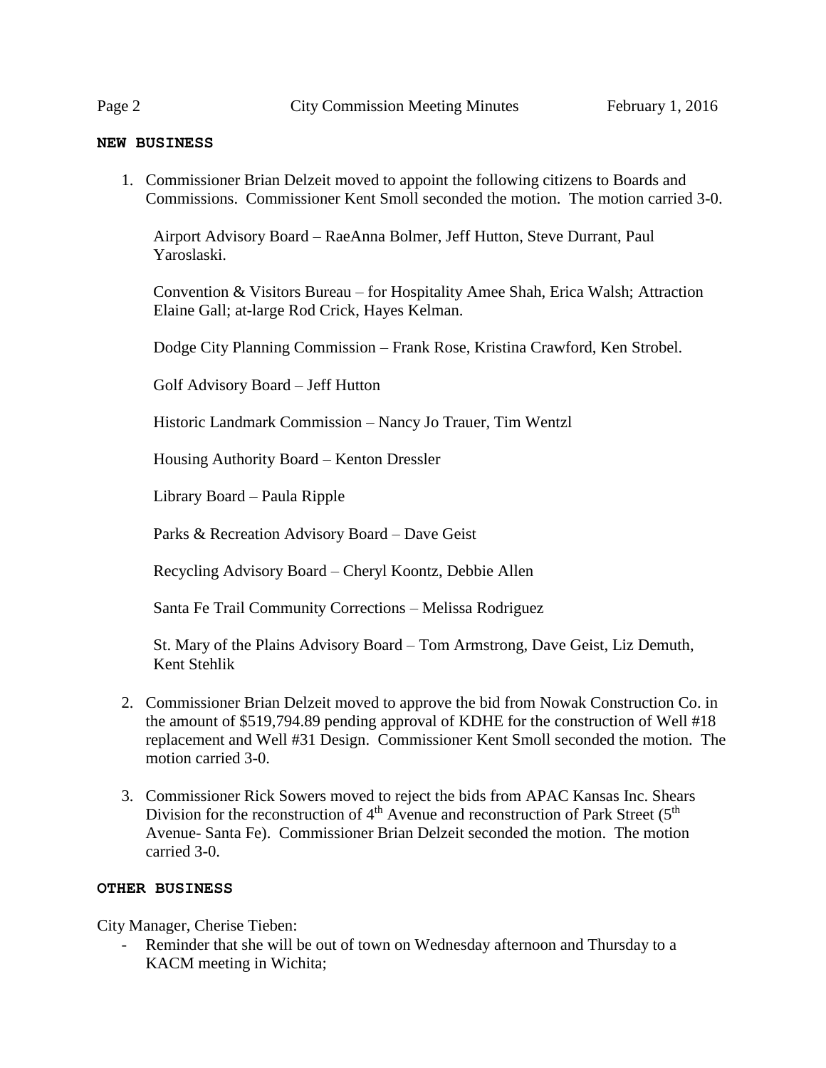## NEW BUSINESS

1. Commissioner Brian Delzeit moved to appoint the following citizens to Boards and Commissions. Commissioner Kent Smoll seconded the motion. The motion carried 3-0.

   Airport Advisory Board – RaeAnna Bolmer, Jeff Hutton, Steve Durrant, Paul Yaroslaski.

   Convention & Visitors Bureau – for Hospitality Amee Shah, Erica Walsh; Attraction Elaine Gall; at-large Rod Crick, Hayes Kelman.

   Dodge City Planning Commission – Frank Rose, Kristina Crawford, Ken Strobel.

   Golf Advisory Board – Jeff Hutton

   Historic Landmark Commission – Nancy Jo Trauer, Tim Wentzl

   Housing Authority Board – Kenton Dressler

   Library Board – Paula Ripple

   Parks & Recreation Advisory Board – Dave Geist

   Recycling Advisory Board – Cheryl Koontz, Debbie Allen

   Santa Fe Trail Community Corrections – Melissa Rodriguez

   St. Mary of the Plains Advisory Board – Tom Armstrong, Dave Geist, Liz Demuth, Kent Stehlik

2. Commissioner Brian Delzeit moved to approve the bid from Nowak Construction Co. in the amount of $519,794.89 pending approval of KDHE for the construction of Well #18 replacement and Well #31 Design. Commissioner Kent Smoll seconded the motion. The motion carried 3-0.

3. Commissioner Rick Sowers moved to reject the bids from APAC Kansas Inc. Shears Division for the reconstruction of 4th Avenue and reconstruction of Park Street (5th Avenue- Santa Fe). Commissioner Brian Delzeit seconded the motion. The motion carried 3-0.

## OTHER BUSINESS

City Manager, Cherise Tieben:

- Reminder that she will be out of town on Wednesday afternoon and Thursday to a KACM meeting in Wichita;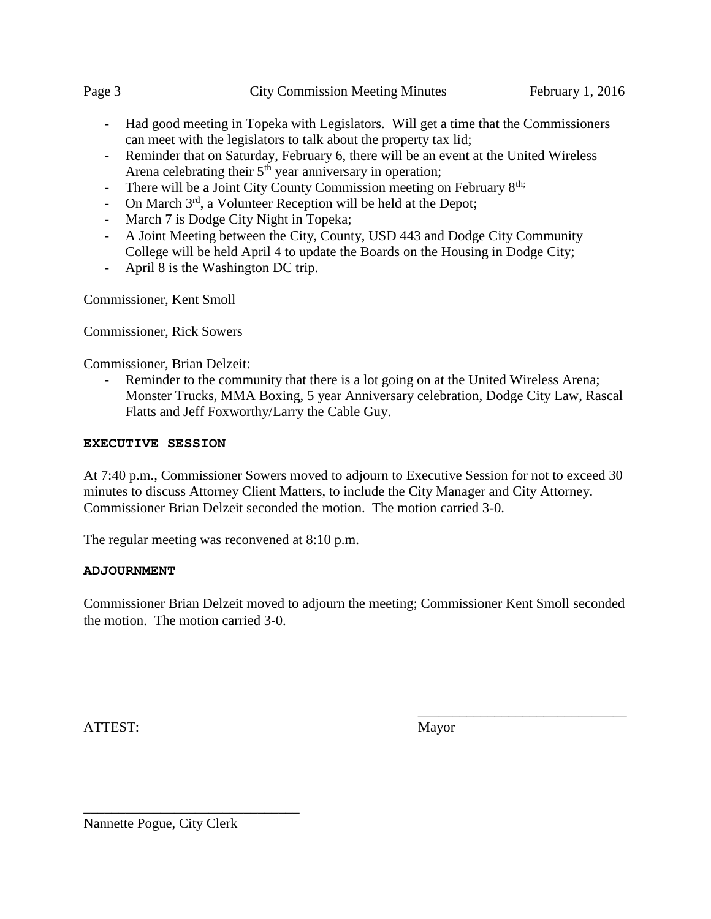- Had good meeting in Topeka with Legislators. Will get a time that the Commissioners can meet with the legislators to talk about the property tax lid;
- Reminder that on Saturday, February 6, there will be an event at the United Wireless Arena celebrating their 5th year anniversary in operation;
- There will be a Joint City County Commission meeting on February 8th;
- On March 3rd, a Volunteer Reception will be held at the Depot;
- March 7 is Dodge City Night in Topeka;
- A Joint Meeting between the City, County, USD 443 and Dodge City Community College will be held April 4 to update the Boards on the Housing in Dodge City;
- April 8 is the Washington DC trip.

Commissioner, Kent Smoll

Commissioner, Rick Sowers

Commissioner, Brian Delzeit:

- Reminder to the community that there is a lot going on at the United Wireless Arena; Monster Trucks, MMA Boxing, 5 year Anniversary celebration, Dodge City Law, Rascal Flatts and Jeff Foxworthy/Larry the Cable Guy.

**EXECUTIVE SESSION**

At 7:40 p.m., Commissioner Sowers moved to adjourn to Executive Session for not to exceed 30 minutes to discuss Attorney Client Matters, to include the City Manager and City Attorney. Commissioner Brian Delzeit seconded the motion. The motion carried 3-0.

The regular meeting was reconvened at 8:10 p.m.

**ADJOURNMENT**

Commissioner Brian Delzeit moved to adjourn the meeting; Commissioner Kent Smoll seconded the motion. The motion carried 3-0.

ATTEST:

\_\_\_\_\_\_\_\_\_\_\_\_\_\_\_\_\_\_\_\_\_\_\_\_\_\_\_\_\_\_
Mayor

\_\_\_\_\_\_\_\_\_\_\_\_\_\_\_\_\_\_\_\_\_\_\_\_\_\_\_\_\_\_
Nannette Pogue, City Clerk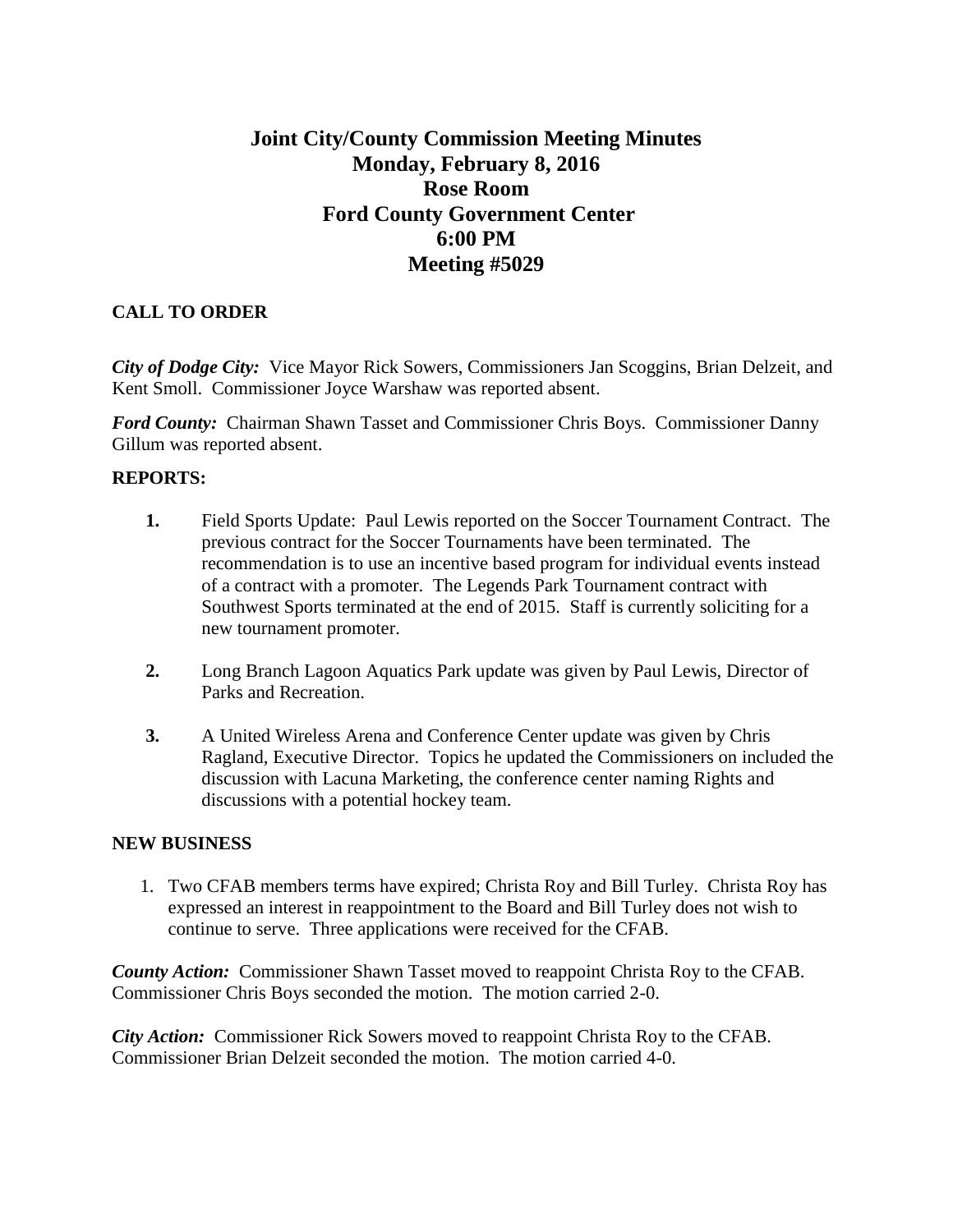# Joint City/County Commission Meeting Minutes
# Monday, February 8, 2016
# Rose Room
# Ford County Government Center
# 6:00 PM
# Meeting #5029

## CALL TO ORDER

***City of Dodge City:*** Vice Mayor Rick Sowers, Commissioners Jan Scoggins, Brian Delzeit, and Kent Smoll. Commissioner Joyce Warshaw was reported absent.

***Ford County:*** Chairman Shawn Tasset and Commissioner Chris Boys. Commissioner Danny Gillum was reported absent.

## REPORTS:

1. Field Sports Update: Paul Lewis reported on the Soccer Tournament Contract. The previous contract for the Soccer Tournaments have been terminated. The recommendation is to use an incentive based program for individual events instead of a contract with a promoter. The Legends Park Tournament contract with Southwest Sports terminated at the end of 2015. Staff is currently soliciting for a new tournament promoter.

2. Long Branch Lagoon Aquatics Park update was given by Paul Lewis, Director of Parks and Recreation.

3. A United Wireless Arena and Conference Center update was given by Chris Ragland, Executive Director. Topics he updated the Commissioners on included the discussion with Lacuna Marketing, the conference center naming Rights and discussions with a potential hockey team.

## NEW BUSINESS

1. Two CFAB members terms have expired; Christa Roy and Bill Turley. Christa Roy has expressed an interest in reappointment to the Board and Bill Turley does not wish to continue to serve. Three applications were received for the CFAB.

***County Action:*** Commissioner Shawn Tasset moved to reappoint Christa Roy to the CFAB. Commissioner Chris Boys seconded the motion. The motion carried 2-0.

***City Action:*** Commissioner Rick Sowers moved to reappoint Christa Roy to the CFAB. Commissioner Brian Delzeit seconded the motion. The motion carried 4-0.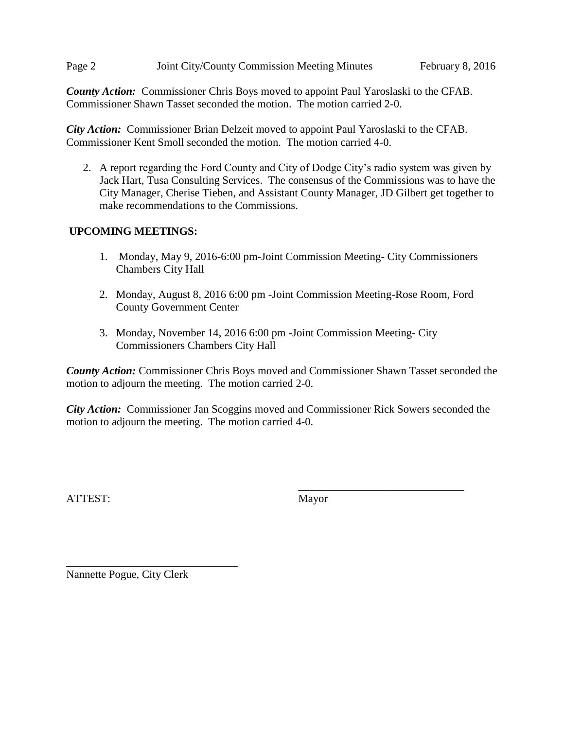***County Action:*** Commissioner Chris Boys moved to appoint Paul Yaroslaski to the CFAB. Commissioner Shawn Tasset seconded the motion. The motion carried 2-0.

***City Action:*** Commissioner Brian Delzeit moved to appoint Paul Yaroslaski to the CFAB. Commissioner Kent Smoll seconded the motion. The motion carried 4-0.

2. A report regarding the Ford County and City of Dodge City's radio system was given by Jack Hart, Tusa Consulting Services. The consensus of the Commissions was to have the City Manager, Cherise Tieben, and Assistant County Manager, JD Gilbert get together to make recommendations to the Commissions.

**UPCOMING MEETINGS:**

1. Monday, May 9, 2016-6:00 pm-Joint Commission Meeting- City Commissioners Chambers City Hall
2. Monday, August 8, 2016 6:00 pm -Joint Commission Meeting-Rose Room, Ford County Government Center
3. Monday, November 14, 2016 6:00 pm -Joint Commission Meeting- City Commissioners Chambers City Hall

***County Action:*** Commissioner Chris Boys moved and Commissioner Shawn Tasset seconded the motion to adjourn the meeting. The motion carried 2-0.

***City Action:*** Commissioner Jan Scoggins moved and Commissioner Rick Sowers seconded the motion to adjourn the meeting. The motion carried 4-0.

ATTEST:

______________________________
Mayor

______________________________
Nannette Pogue, City Clerk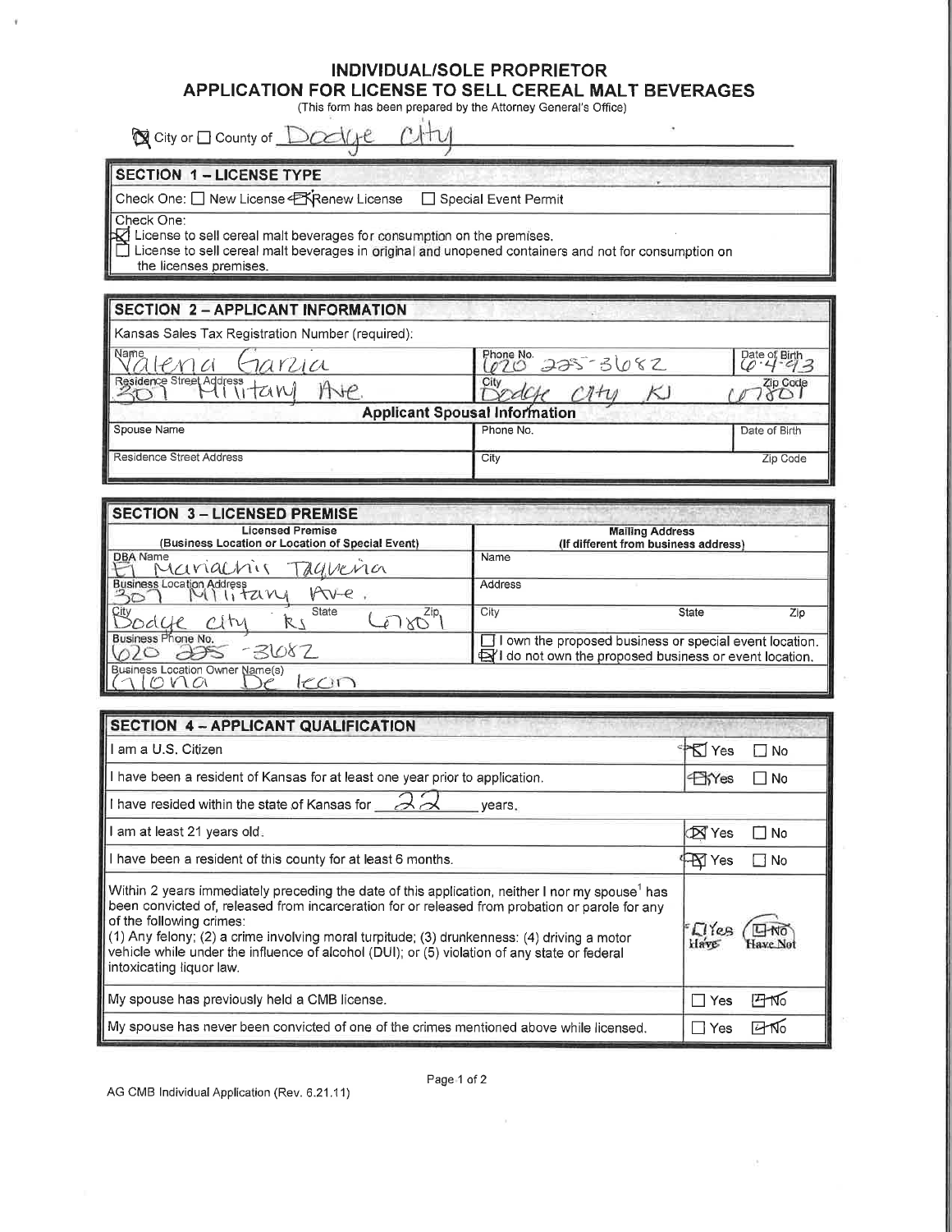# INDIVIDUAL/SOLE PROPRIETOR
## APPLICATION FOR LICENSE TO SELL CEREAL MALT BEVERAGES

(This form has been prepared by the Attorney General's Office)

☒ City or ☐ County of Dodge City

### SECTION 1 – LICENSE TYPE

Check One: ☐ New License ☒ Renew License ☐ Special Event Permit

Check One:
☒ License to sell cereal malt beverages for consumption on the premises.
☐ License to sell cereal malt beverages in original and unopened containers and not for consumption on the licenses premises.

### SECTION 2 – APPLICANT INFORMATION

Kansas Sales Tax Registration Number (required):

| Name | Phone No. | Date of Birth |
|---|---|---|
| Valena Garzia | 620 225-3682 | 6-4-93 |
| **Residence Street Address** | **City** | **Zip Code** |
| 307 Military Ave. | Dodge City KS | 67801 |

**Applicant Spousal Information**

| Spouse Name | Phone No. | Date of Birth |
|---|---|---|
| | | |
| **Residence Street Address** | **City** | **Zip Code** |
| | | |

### SECTION 3 – LICENSED PREMISE

| Licensed Premise (Business Location or Location of Special Event) | Mailing Address (If different from business address) |
|---|---|
| DBA Name: El Mariachis Taqueria | Name: |
| Business Location Address: 307 Military Ave. | Address: |
| City: Dodge City State: KS Zip: 67801 | City: State: Zip: |
| Business Phone No.: 620 225-3682 | ☐ I own the proposed business or special event location. ☒ I do not own the proposed business or event location. |
| Business Location Owner Name(s): Gloria De Leon | |

### SECTION 4 – APPLICANT QUALIFICATION

| | | |
|---|---|---|
| I am a U.S. Citizen | ☒ Yes | ☐ No |
| I have been a resident of Kansas for at least one year prior to application. | ☒ Yes | ☐ No |
| I have resided within the state of Kansas for 22 years. | | |
| I am at least 21 years old. | ☒ Yes | ☐ No |
| I have been a resident of this county for at least 6 months. | ☒ Yes | ☐ No |
| Within 2 years immediately preceding the date of this application, neither I nor my spouse[1] has been convicted of, released from incarceration for or released from probation or parole for any of the following crimes: (1) Any felony; (2) a crime involving moral turpitude; (3) drunkenness: (4) driving a motor vehicle while under the influence of alcohol (DUI); or (5) violation of any state or federal intoxicating liquor law. | ☐ Yes Have | ☒ No Have Not |
| My spouse has previously held a CMB license. | ☐ Yes | ☒ No |
| My spouse has never been convicted of one of the crimes mentioned above while licensed. | ☐ Yes | ☒ No |

AG CMB Individual Application (Rev. 6.21.11)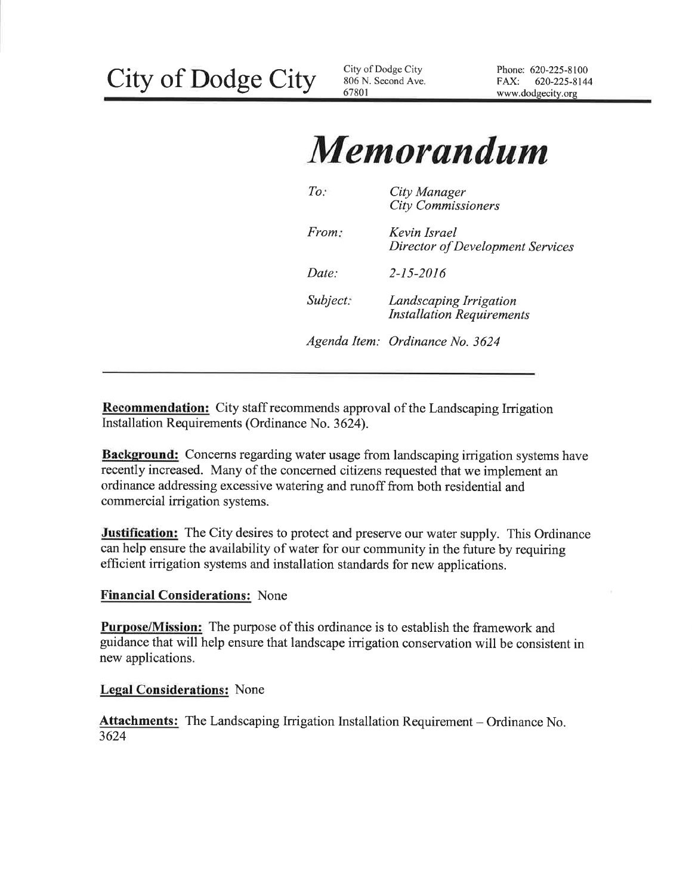# City of Dodge City

City of Dodge City
806 N. Second Ave.
67801

Phone: 620-225-8100
FAX: 620-225-8144
www.dodgecity.org

# *Memorandum*

| | |
|---|---|
| *To:* | *City Manager*<br>*City Commissioners* |
| *From:* | *Kevin Israel*<br>*Director of Development Services* |
| *Date:* | *2-15-2016* |
| *Subject:* | *Landscaping Irrigation Installation Requirements* |
| *Agenda Item:* | *Ordinance No. 3624* |

---

**Recommendation:** City staff recommends approval of the Landscaping Irrigation Installation Requirements (Ordinance No. 3624).

**Background:** Concerns regarding water usage from landscaping irrigation systems have recently increased. Many of the concerned citizens requested that we implement an ordinance addressing excessive watering and runoff from both residential and commercial irrigation systems.

**Justification:** The City desires to protect and preserve our water supply. This Ordinance can help ensure the availability of water for our community in the future by requiring efficient irrigation systems and installation standards for new applications.

**Financial Considerations:** None

**Purpose/Mission:** The purpose of this ordinance is to establish the framework and guidance that will help ensure that landscape irrigation conservation will be consistent in new applications.

**Legal Considerations:** None

**Attachments:** The Landscaping Irrigation Installation Requirement – Ordinance No. 3624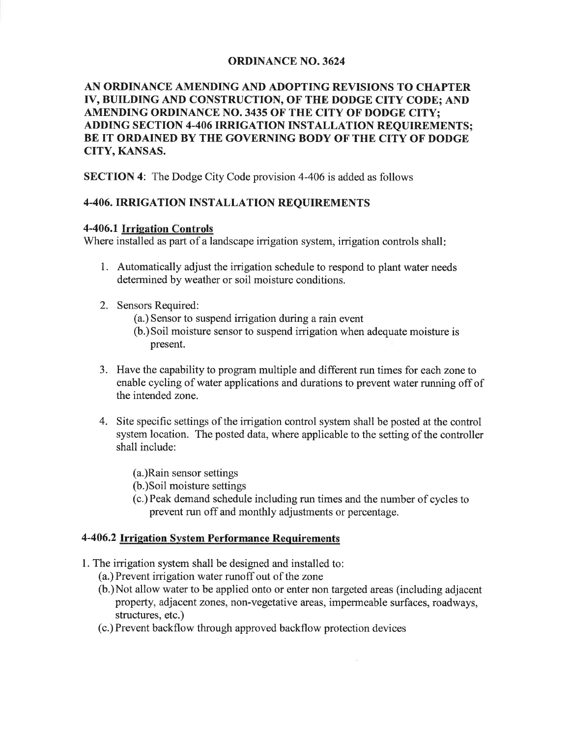## ORDINANCE NO. 3624

**AN ORDINANCE AMENDING AND ADOPTING REVISIONS TO CHAPTER IV, BUILDING AND CONSTRUCTION, OF THE DODGE CITY CODE; AND AMENDING ORDINANCE NO. 3435 OF THE CITY OF DODGE CITY; ADDING SECTION 4-406 IRRIGATION INSTALLATION REQUIREMENTS; BE IT ORDAINED BY THE GOVERNING BODY OF THE CITY OF DODGE CITY, KANSAS.**

**SECTION 4**: The Dodge City Code provision 4-406 is added as follows

### 4-406. IRRIGATION INSTALLATION REQUIREMENTS

#### 4-406.1 Irrigation Controls

Where installed as part of a landscape irrigation system, irrigation controls shall:

1. Automatically adjust the irrigation schedule to respond to plant water needs determined by weather or soil moisture conditions.

2. Sensors Required:
   (a.) Sensor to suspend irrigation during a rain event
   (b.) Soil moisture sensor to suspend irrigation when adequate moisture is present.

3. Have the capability to program multiple and different run times for each zone to enable cycling of water applications and durations to prevent water running off of the intended zone.

4. Site specific settings of the irrigation control system shall be posted at the control system location. The posted data, where applicable to the setting of the controller shall include:

   (a.) Rain sensor settings
   (b.) Soil moisture settings
   (c.) Peak demand schedule including run times and the number of cycles to prevent run off and monthly adjustments or percentage.

#### 4-406.2 Irrigation System Performance Requirements

1. The irrigation system shall be designed and installed to:
   (a.) Prevent irrigation water runoff out of the zone
   (b.) Not allow water to be applied onto or enter non targeted areas (including adjacent property, adjacent zones, non-vegetative areas, impermeable surfaces, roadways, structures, etc.)
   (c.) Prevent backflow through approved backflow protection devices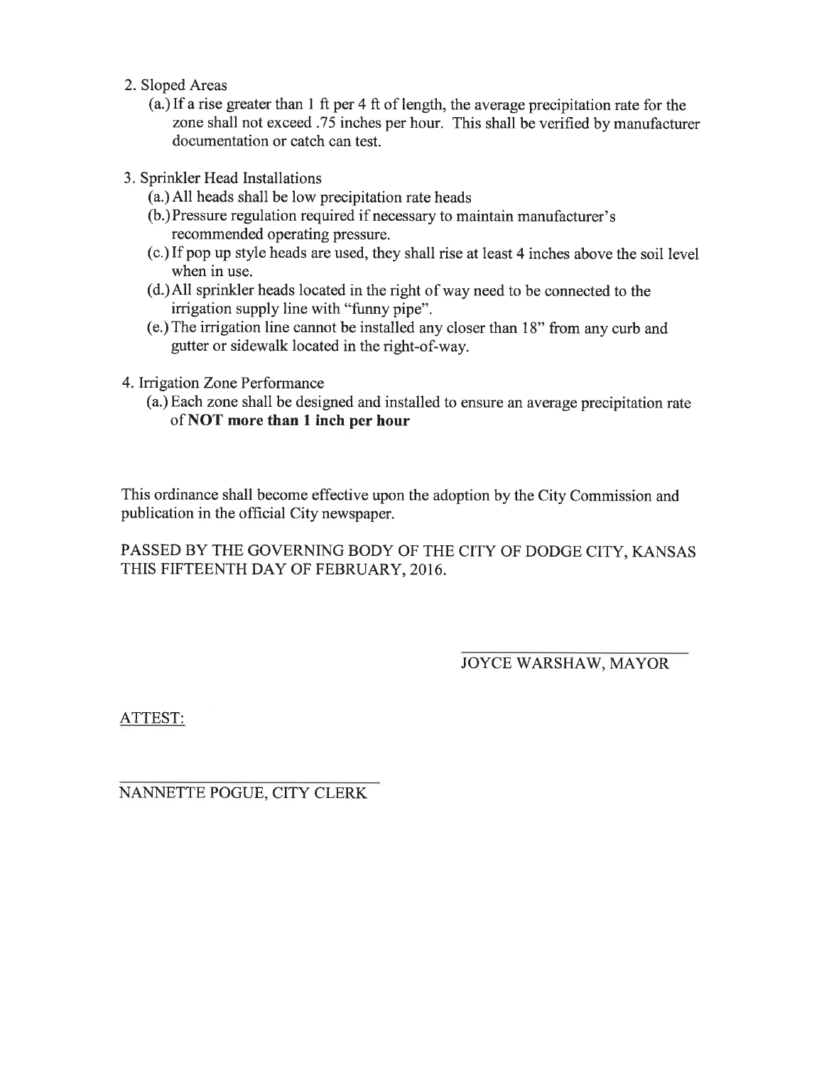2. Sloped Areas
   (a.) If a rise greater than 1 ft per 4 ft of length, the average precipitation rate for the zone shall not exceed .75 inches per hour. This shall be verified by manufacturer documentation or catch can test.

3. Sprinkler Head Installations
   (a.) All heads shall be low precipitation rate heads
   (b.) Pressure regulation required if necessary to maintain manufacturer's recommended operating pressure.
   (c.) If pop up style heads are used, they shall rise at least 4 inches above the soil level when in use.
   (d.) All sprinkler heads located in the right of way need to be connected to the irrigation supply line with "funny pipe".
   (e.) The irrigation line cannot be installed any closer than 18" from any curb and gutter or sidewalk located in the right-of-way.

4. Irrigation Zone Performance
   (a.) Each zone shall be designed and installed to ensure an average precipitation rate of **NOT more than 1 inch per hour**

This ordinance shall become effective upon the adoption by the City Commission and publication in the official City newspaper.

PASSED BY THE GOVERNING BODY OF THE CITY OF DODGE CITY, KANSAS THIS FIFTEENTH DAY OF FEBRUARY, 2016.

JOYCE WARSHAW, MAYOR

ATTEST:

NANNETTE POGUE, CITY CLERK